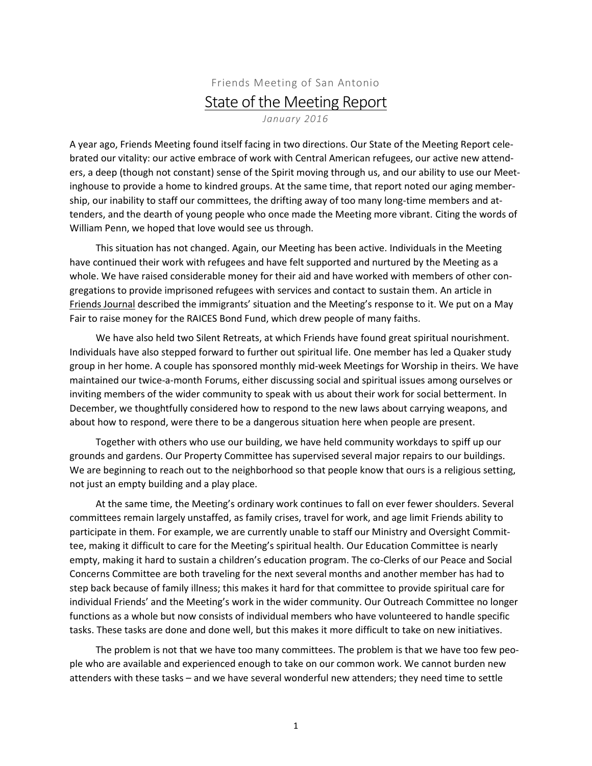Friends Meeting of San Antonio

# State of the Meeting Report

*January 2016*

A year ago, Friends Meeting found itself facing in two directions. Our State of the Meeting Report celebrated our vitality: our active embrace of work with Central American refugees, our active new attenders, a deep (though not constant) sense of the Spirit moving through us, and our ability to use our Meetinghouse to provide a home to kindred groups. At the same time, that report noted our aging membership, our inability to staff our committees, the drifting away of too many long-time members and attenders, and the dearth of young people who once made the Meeting more vibrant. Citing the words of William Penn, we hoped that love would see us through.

This situation has not changed. Again, our Meeting has been active. Individuals in the Meeting have continued their work with refugees and have felt supported and nurtured by the Meeting as a whole. We have raised considerable money for their aid and have worked with members of other congregations to provide imprisoned refugees with services and contact to sustain them. An article in Friends Journal described the immigrants' situation and the Meeting's response to it. We put on a May Fair to raise money for the RAICES Bond Fund, which drew people of many faiths.

We have also held two Silent Retreats, at which Friends have found great spiritual nourishment. Individuals have also stepped forward to further out spiritual life. One member has led a Quaker study group in her home. A couple has sponsored monthly mid-week Meetings for Worship in theirs. We have maintained our twice-a-month Forums, either discussing social and spiritual issues among ourselves or inviting members of the wider community to speak with us about their work for social betterment. In December, we thoughtfully considered how to respond to the new laws about carrying weapons, and about how to respond, were there to be a dangerous situation here when people are present.

Together with others who use our building, we have held community workdays to spiff up our grounds and gardens. Our Property Committee has supervised several major repairs to our buildings. We are beginning to reach out to the neighborhood so that people know that ours is a religious setting, not just an empty building and a play place.

At the same time, the Meeting's ordinary work continues to fall on ever fewer shoulders. Several committees remain largely unstaffed, as family crises, travel for work, and age limit Friends ability to participate in them. For example, we are currently unable to staff our Ministry and Oversight Committee, making it difficult to care for the Meeting's spiritual health. Our Education Committee is nearly empty, making it hard to sustain a children's education program. The co-Clerks of our Peace and Social Concerns Committee are both traveling for the next several months and another member has had to step back because of family illness; this makes it hard for that committee to provide spiritual care for individual Friends' and the Meeting's work in the wider community. Our Outreach Committee no longer functions as a whole but now consists of individual members who have volunteered to handle specific tasks. These tasks are done and done well, but this makes it more difficult to take on new initiatives.

The problem is not that we have too many committees. The problem is that we have too few people who are available and experienced enough to take on our common work. We cannot burden new attenders with these tasks – and we have several wonderful new attenders; they need time to settle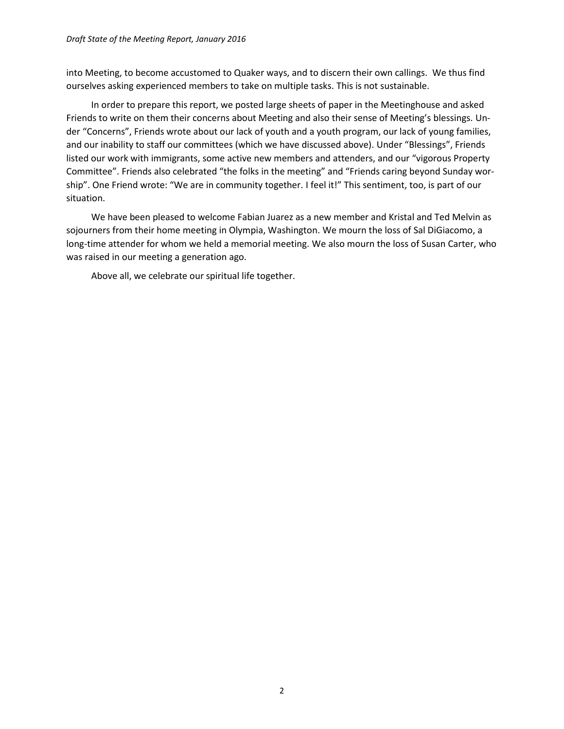into Meeting, to become accustomed to Quaker ways, and to discern their own callings. We thus find ourselves asking experienced members to take on multiple tasks. This is not sustainable.

In order to prepare this report, we posted large sheets of paper in the Meetinghouse and asked Friends to write on them their concerns about Meeting and also their sense of Meeting's blessings. Under "Concerns", Friends wrote about our lack of youth and a youth program, our lack of young families, and our inability to staff our committees (which we have discussed above). Under "Blessings", Friends listed our work with immigrants, some active new members and attenders, and our "vigorous Property Committee". Friends also celebrated "the folks in the meeting" and "Friends caring beyond Sunday worship". One Friend wrote: "We are in community together. I feel it!" This sentiment, too, is part of our situation.

We have been pleased to welcome Fabian Juarez as a new member and Kristal and Ted Melvin as sojourners from their home meeting in Olympia, Washington. We mourn the loss of Sal DiGiacomo, a long-time attender for whom we held a memorial meeting. We also mourn the loss of Susan Carter, who was raised in our meeting a generation ago.

Above all, we celebrate our spiritual life together.